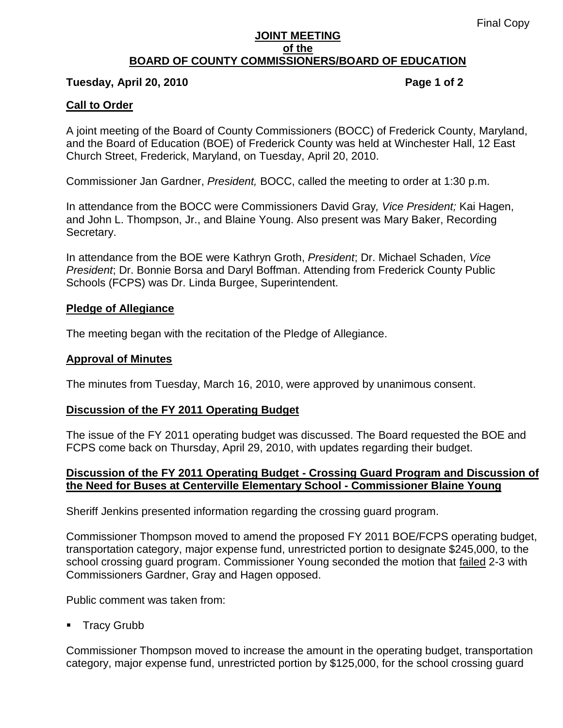Final Copy

**JOINT MEETING**
**of the**
**BOARD OF COUNTY COMMISSIONERS/BOARD OF EDUCATION**

**Tuesday, April 20, 2010**

## Call to Order

A joint meeting of the Board of County Commissioners (BOCC) of Frederick County, Maryland, and the Board of Education (BOE) of Frederick County was held at Winchester Hall, 12 East Church Street, Frederick, Maryland, on Tuesday, April 20, 2010.

Commissioner Jan Gardner, *President,* BOCC, called the meeting to order at 1:30 p.m.

In attendance from the BOCC were Commissioners David Gray*, Vice President;* Kai Hagen, and John L. Thompson, Jr., and Blaine Young. Also present was Mary Baker, Recording Secretary.

In attendance from the BOE were Kathryn Groth, *President*; Dr. Michael Schaden, *Vice President*; Dr. Bonnie Borsa and Daryl Boffman. Attending from Frederick County Public Schools (FCPS) was Dr. Linda Burgee, Superintendent.

## Pledge of Allegiance

The meeting began with the recitation of the Pledge of Allegiance.

## Approval of Minutes

The minutes from Tuesday, March 16, 2010, were approved by unanimous consent.

## Discussion of the FY 2011 Operating Budget

The issue of the FY 2011 operating budget was discussed. The Board requested the BOE and FCPS come back on Thursday, April 29, 2010, with updates regarding their budget.

## Discussion of the FY 2011 Operating Budget - Crossing Guard Program and Discussion of the Need for Buses at Centerville Elementary School - Commissioner Blaine Young

Sheriff Jenkins presented information regarding the crossing guard program.

Commissioner Thompson moved to amend the proposed FY 2011 BOE/FCPS operating budget, transportation category, major expense fund, unrestricted portion to designate $245,000, to the school crossing guard program. Commissioner Young seconded the motion that failed 2-3 with Commissioners Gardner, Gray and Hagen opposed.

Public comment was taken from:

- Tracy Grubb

Commissioner Thompson moved to increase the amount in the operating budget, transportation category, major expense fund, unrestricted portion by $125,000, for the school crossing guard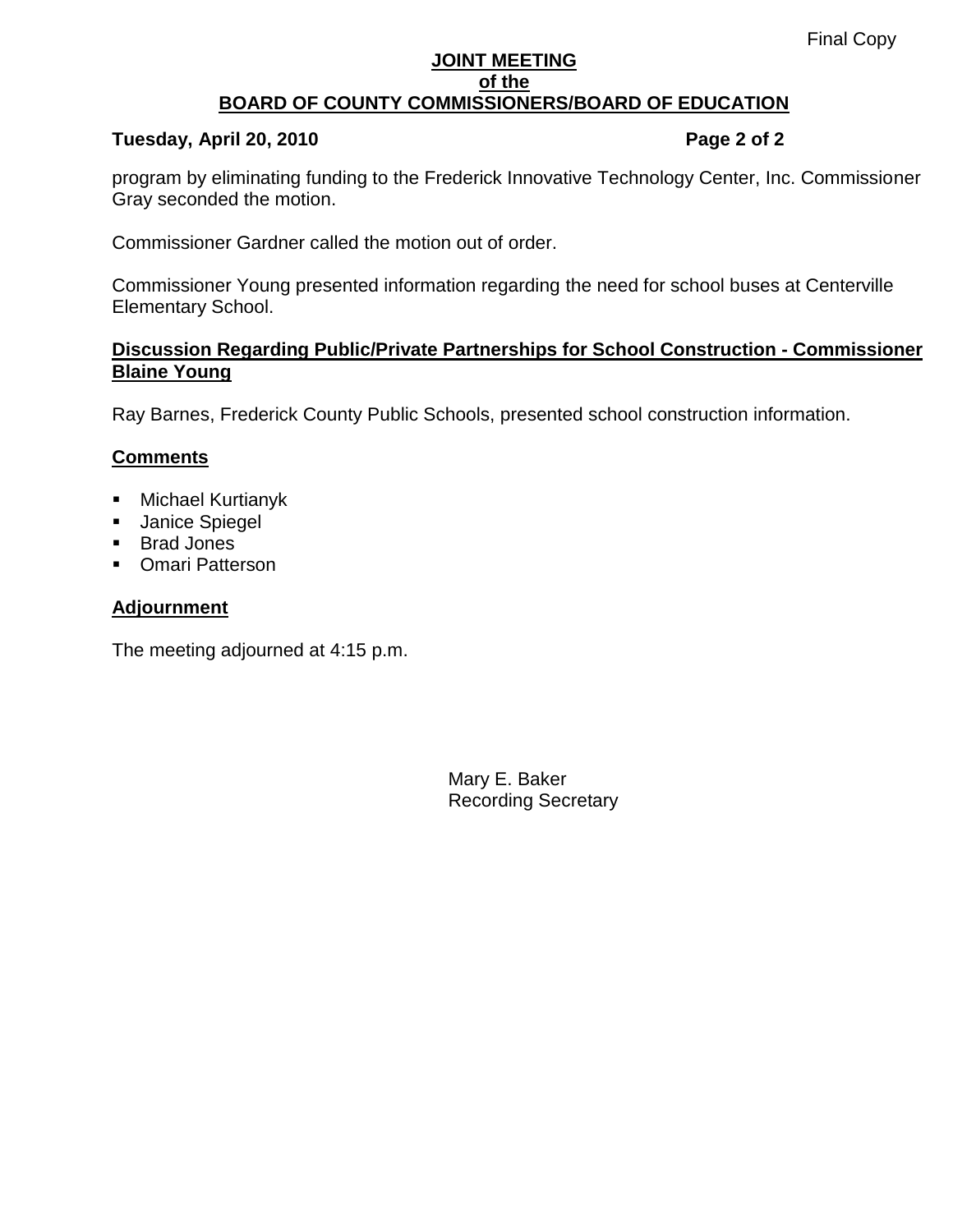program by eliminating funding to the Frederick Innovative Technology Center, Inc. Commissioner Gray seconded the motion.

Commissioner Gardner called the motion out of order.

Commissioner Young presented information regarding the need for school buses at Centerville Elementary School.

## Discussion Regarding Public/Private Partnerships for School Construction - Commissioner Blaine Young

Ray Barnes, Frederick County Public Schools, presented school construction information.

## Comments

- Michael Kurtianyk
- Janice Spiegel
- Brad Jones
- Omari Patterson

## Adjournment

The meeting adjourned at 4:15 p.m.

Mary E. Baker
Recording Secretary